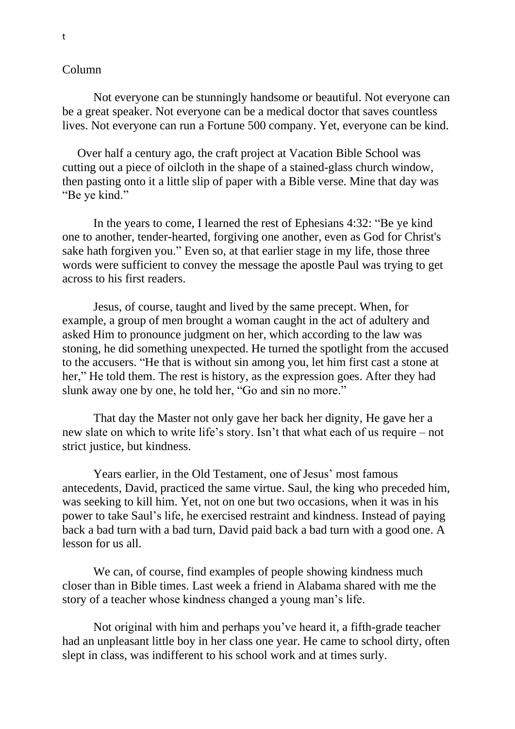t

Column

Not everyone can be stunningly handsome or beautiful. Not everyone can be a great speaker. Not everyone can be a medical doctor that saves countless lives. Not everyone can run a Fortune 500 company. Yet, everyone can be kind.

Over half a century ago, the craft project at Vacation Bible School was cutting out a piece of oilcloth in the shape of a stained-glass church window, then pasting onto it a little slip of paper with a Bible verse. Mine that day was "Be ye kind."

In the years to come, I learned the rest of Ephesians 4:32: "Be ye kind one to another, tender-hearted, forgiving one another, even as God for Christ's sake hath forgiven you." Even so, at that earlier stage in my life, those three words were sufficient to convey the message the apostle Paul was trying to get across to his first readers.

Jesus, of course, taught and lived by the same precept. When, for example, a group of men brought a woman caught in the act of adultery and asked Him to pronounce judgment on her, which according to the law was stoning, he did something unexpected. He turned the spotlight from the accused to the accusers. "He that is without sin among you, let him first cast a stone at her," He told them. The rest is history, as the expression goes. After they had slunk away one by one, he told her, "Go and sin no more."

That day the Master not only gave her back her dignity, He gave her a new slate on which to write life's story. Isn't that what each of us require – not strict justice, but kindness.

Years earlier, in the Old Testament, one of Jesus' most famous antecedents, David, practiced the same virtue. Saul, the king who preceded him, was seeking to kill him. Yet, not on one but two occasions, when it was in his power to take Saul's life, he exercised restraint and kindness. Instead of paying back a bad turn with a bad turn, David paid back a bad turn with a good one. A lesson for us all.

We can, of course, find examples of people showing kindness much closer than in Bible times. Last week a friend in Alabama shared with me the story of a teacher whose kindness changed a young man's life.

Not original with him and perhaps you've heard it, a fifth-grade teacher had an unpleasant little boy in her class one year. He came to school dirty, often slept in class, was indifferent to his school work and at times surly.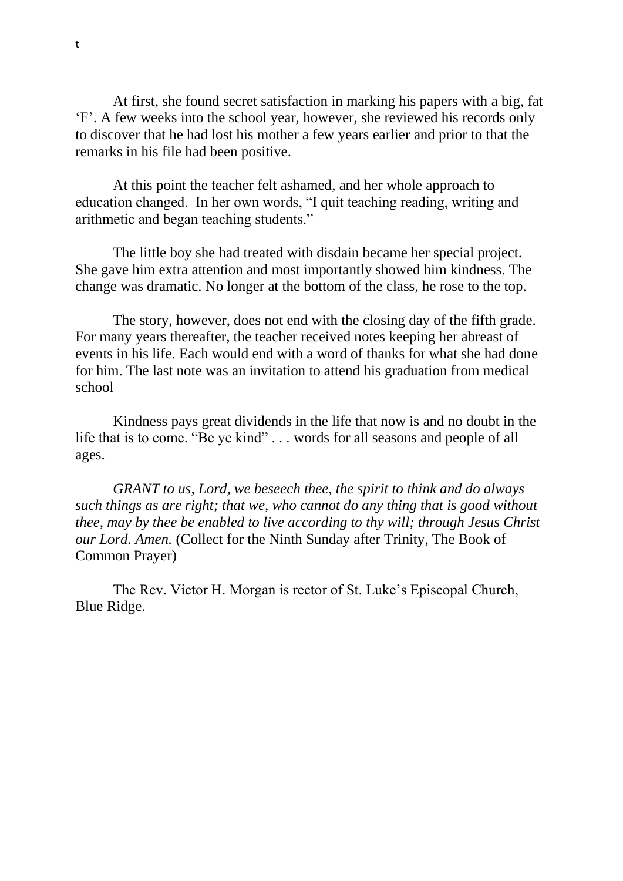t

At first, she found secret satisfaction in marking his papers with a big, fat 'F'. A few weeks into the school year, however, she reviewed his records only to discover that he had lost his mother a few years earlier and prior to that the remarks in his file had been positive.

At this point the teacher felt ashamed, and her whole approach to education changed. In her own words, "I quit teaching reading, writing and arithmetic and began teaching students."

The little boy she had treated with disdain became her special project. She gave him extra attention and most importantly showed him kindness. The change was dramatic. No longer at the bottom of the class, he rose to the top.

The story, however, does not end with the closing day of the fifth grade. For many years thereafter, the teacher received notes keeping her abreast of events in his life. Each would end with a word of thanks for what she had done for him. The last note was an invitation to attend his graduation from medical school

Kindness pays great dividends in the life that now is and no doubt in the life that is to come. "Be ye kind" . . . words for all seasons and people of all ages.

*GRANT to us, Lord, we beseech thee, the spirit to think and do always such things as are right; that we, who cannot do any thing that is good without thee, may by thee be enabled to live according to thy will; through Jesus Christ our Lord. Amen.* (Collect for the Ninth Sunday after Trinity, The Book of Common Prayer)

The Rev. Victor H. Morgan is rector of St. Luke's Episcopal Church, Blue Ridge.